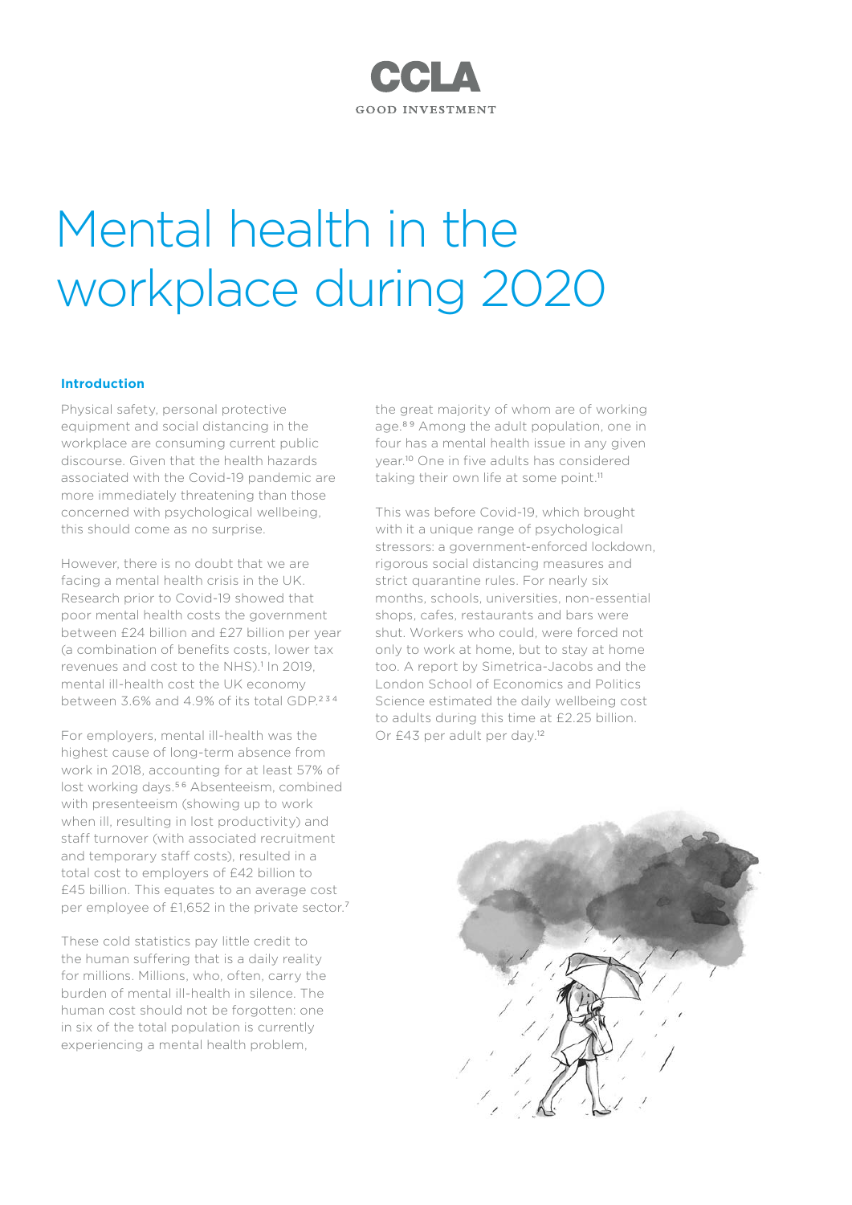CCLA

GOOD INVESTMENT

# Mental health in the workplace during 2020

## Introduction

Physical safety, personal protective equipment and social distancing in the workplace are consuming current public discourse. Given that the health hazards associated with the Covid-19 pandemic are more immediately threatening than those concerned with psychological wellbeing, this should come as no surprise.

However, there is no doubt that we are facing a mental health crisis in the UK. Research prior to Covid-19 showed that poor mental health costs the government between £24 billion and £27 billion per year (a combination of benefits costs, lower tax revenues and cost to the NHS).[1] In 2019, mental ill-health cost the UK economy between 3.6% and 4.9% of its total GDP.[2,3,4]

For employers, mental ill-health was the highest cause of long-term absence from work in 2018, accounting for at least 57% of lost working days.[5,6] Absenteeism, combined with presenteeism (showing up to work when ill, resulting in lost productivity) and staff turnover (with associated recruitment and temporary staff costs), resulted in a total cost to employers of £42 billion to £45 billion. This equates to an average cost per employee of £1,652 in the private sector.[7]

These cold statistics pay little credit to the human suffering that is a daily reality for millions. Millions, who, often, carry the burden of mental ill-health in silence. The human cost should not be forgotten: one in six of the total population is currently experiencing a mental health problem, the great majority of whom are of working age.[8,9] Among the adult population, one in four has a mental health issue in any given year.[10] One in five adults has considered taking their own life at some point.[11]

This was before Covid-19, which brought with it a unique range of psychological stressors: a government-enforced lockdown, rigorous social distancing measures and strict quarantine rules. For nearly six months, schools, universities, non-essential shops, cafes, restaurants and bars were shut. Workers who could, were forced not only to work at home, but to stay at home too. A report by Simetrica-Jacobs and the London School of Economics and Politics Science estimated the daily wellbeing cost to adults during this time at £2.25 billion. Or £43 per adult per day.[12]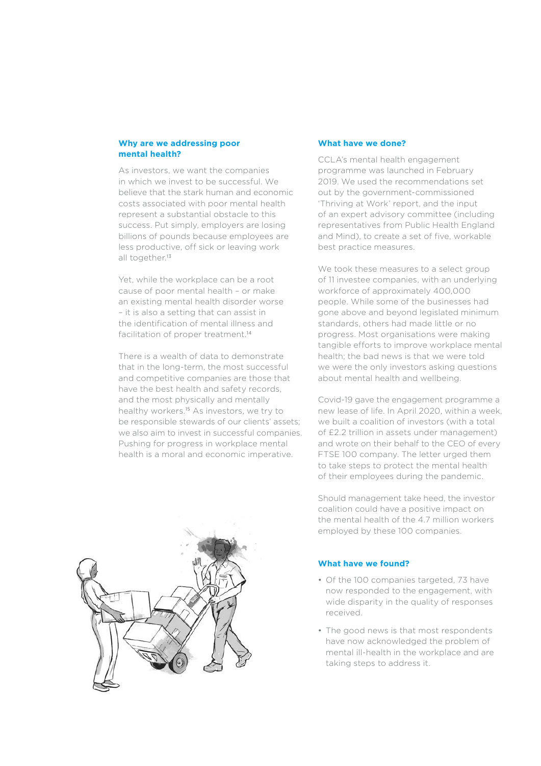### Why are we addressing poor mental health?

As investors, we want the companies in which we invest to be successful. We believe that the stark human and economic costs associated with poor mental health represent a substantial obstacle to this success. Put simply, employers are losing billions of pounds because employees are less productive, off sick or leaving work all together.[13]

Yet, while the workplace can be a root cause of poor mental health – or make an existing mental health disorder worse – it is also a setting that can assist in the identification of mental illness and facilitation of proper treatment.[14]

There is a wealth of data to demonstrate that in the long-term, the most successful and competitive companies are those that have the best health and safety records, and the most physically and mentally healthy workers.[15] As investors, we try to be responsible stewards of our clients' assets; we also aim to invest in successful companies. Pushing for progress in workplace mental health is a moral and economic imperative.

### What have we done?

CCLA's mental health engagement programme was launched in February 2019. We used the recommendations set out by the government-commissioned 'Thriving at Work' report, and the input of an expert advisory committee (including representatives from Public Health England and Mind), to create a set of five, workable best practice measures.

We took these measures to a select group of 11 investee companies, with an underlying workforce of approximately 400,000 people. While some of the businesses had gone above and beyond legislated minimum standards, others had made little or no progress. Most organisations were making tangible efforts to improve workplace mental health; the bad news is that we were told we were the only investors asking questions about mental health and wellbeing.

Covid-19 gave the engagement programme a new lease of life. In April 2020, within a week, we built a coalition of investors (with a total of £2.2 trillion in assets under management) and wrote on their behalf to the CEO of every FTSE 100 company. The letter urged them to take steps to protect the mental health of their employees during the pandemic.

Should management take heed, the investor coalition could have a positive impact on the mental health of the 4.7 million workers employed by these 100 companies.

### What have we found?

- Of the 100 companies targeted, 73 have now responded to the engagement, with wide disparity in the quality of responses received.
- The good news is that most respondents have now acknowledged the problem of mental ill-health in the workplace and are taking steps to address it.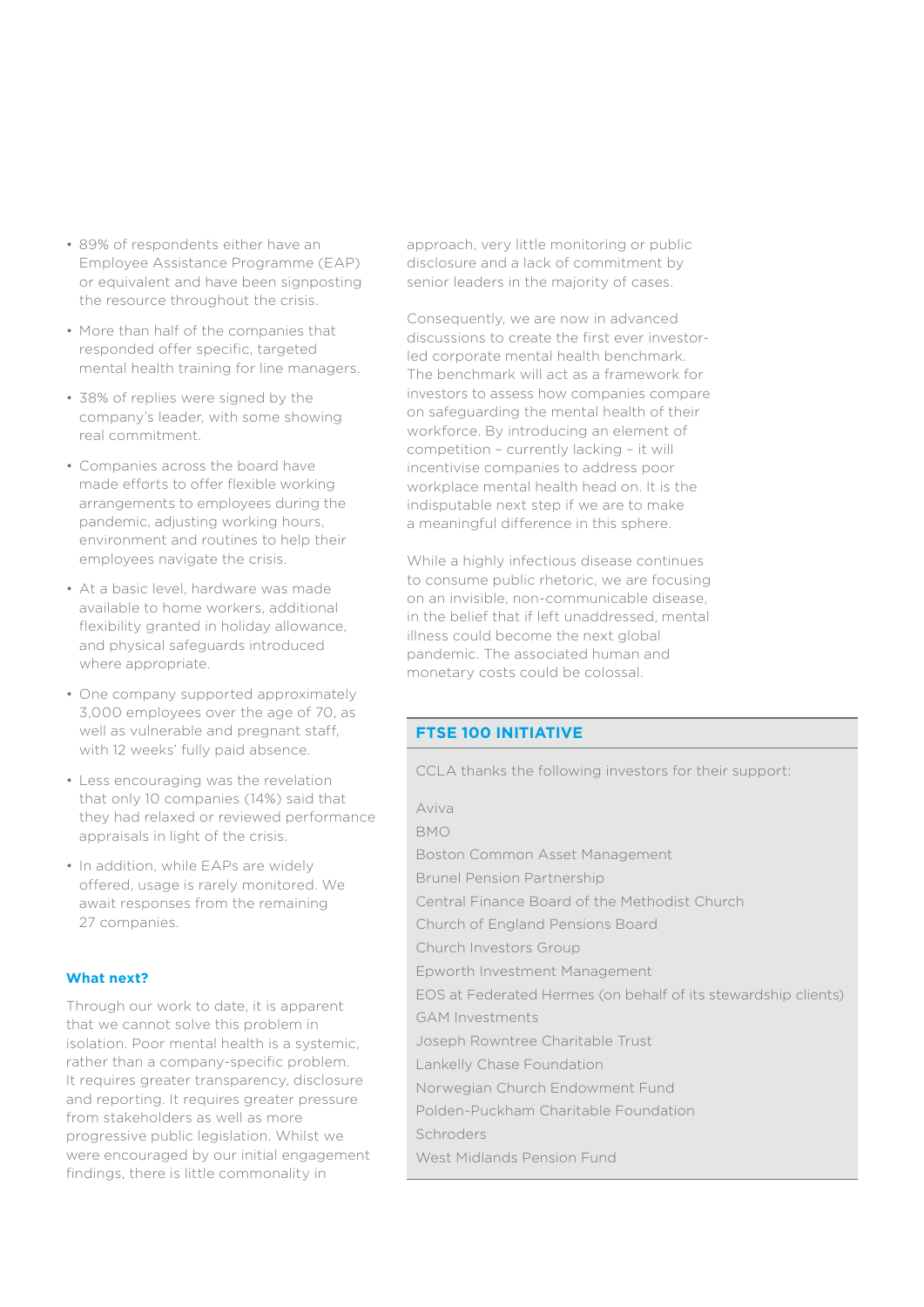- 89% of respondents either have an Employee Assistance Programme (EAP) or equivalent and have been signposting the resource throughout the crisis.
- More than half of the companies that responded offer specific, targeted mental health training for line managers.
- 38% of replies were signed by the company's leader, with some showing real commitment.
- Companies across the board have made efforts to offer flexible working arrangements to employees during the pandemic, adjusting working hours, environment and routines to help their employees navigate the crisis.
- At a basic level, hardware was made available to home workers, additional flexibility granted in holiday allowance, and physical safeguards introduced where appropriate.
- One company supported approximately 3,000 employees over the age of 70, as well as vulnerable and pregnant staff, with 12 weeks' fully paid absence.
- Less encouraging was the revelation that only 10 companies (14%) said that they had relaxed or reviewed performance appraisals in light of the crisis.
- In addition, while EAPs are widely offered, usage is rarely monitored. We await responses from the remaining 27 companies.

### What next?

Through our work to date, it is apparent that we cannot solve this problem in isolation. Poor mental health is a systemic, rather than a company-specific problem. It requires greater transparency, disclosure and reporting. It requires greater pressure from stakeholders as well as more progressive public legislation. Whilst we were encouraged by our initial engagement findings, there is little commonality in approach, very little monitoring or public disclosure and a lack of commitment by senior leaders in the majority of cases.

Consequently, we are now in advanced discussions to create the first ever investor-led corporate mental health benchmark. The benchmark will act as a framework for investors to assess how companies compare on safeguarding the mental health of their workforce. By introducing an element of competition – currently lacking – it will incentivise companies to address poor workplace mental health head on. It is the indisputable next step if we are to make a meaningful difference in this sphere.

While a highly infectious disease continues to consume public rhetoric, we are focusing on an invisible, non-communicable disease, in the belief that if left unaddressed, mental illness could become the next global pandemic. The associated human and monetary costs could be colossal.

### FTSE 100 INITIATIVE

CCLA thanks the following investors for their support:

Aviva
BMO
Boston Common Asset Management
Brunel Pension Partnership
Central Finance Board of the Methodist Church
Church of England Pensions Board
Church Investors Group
Epworth Investment Management
EOS at Federated Hermes (on behalf of its stewardship clients)
GAM Investments
Joseph Rowntree Charitable Trust
Lankelly Chase Foundation
Norwegian Church Endowment Fund
Polden-Puckham Charitable Foundation
Schroders
West Midlands Pension Fund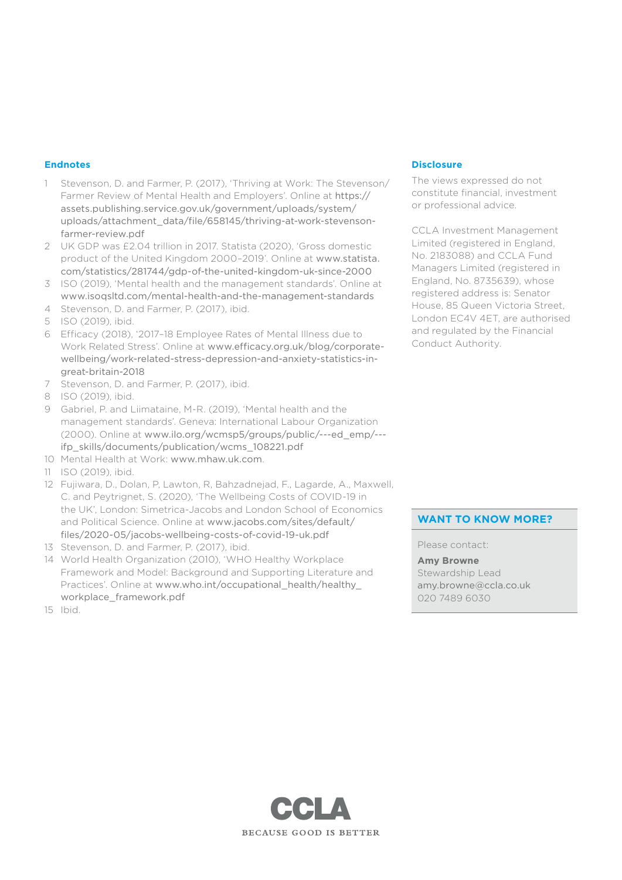## Endnotes

1. Stevenson, D. and Farmer, P. (2017), 'Thriving at Work: The Stevenson/Farmer Review of Mental Health and Employers'. Online at https://assets.publishing.service.gov.uk/government/uploads/system/uploads/attachment_data/file/658145/thriving-at-work-stevenson-farmer-review.pdf
2. UK GDP was £2.04 trillion in 2017. Statista (2020), 'Gross domestic product of the United Kingdom 2000–2019'. Online at www.statista.com/statistics/281744/gdp-of-the-united-kingdom-uk-since-2000
3. ISO (2019), 'Mental health and the management standards'. Online at www.isoqsltd.com/mental-health-and-the-management-standards
4. Stevenson, D. and Farmer, P. (2017), ibid.
5. ISO (2019), ibid.
6. Efficacy (2018), '2017–18 Employee Rates of Mental Illness due to Work Related Stress'. Online at www.efficacy.org.uk/blog/corporate-wellbeing/work-related-stress-depression-and-anxiety-statistics-in-great-britain-2018
7. Stevenson, D. and Farmer, P. (2017), ibid.
8. ISO (2019), ibid.
9. Gabriel, P. and Liimataine, M-R. (2019), 'Mental health and the management standards'. Geneva: International Labour Organization (2000). Online at www.ilo.org/wcmsp5/groups/public/---ed_emp/---ifp_skills/documents/publication/wcms_108221.pdf
10. Mental Health at Work: www.mhaw.uk.com.
11. ISO (2019), ibid.
12. Fujiwara, D., Dolan, P, Lawton, R, Bahzadnejad, F., Lagarde, A., Maxwell, C. and Peytrignet, S. (2020), 'The Wellbeing Costs of COVID-19 in the UK', London: Simetrica-Jacobs and London School of Economics and Political Science. Online at www.jacobs.com/sites/default/files/2020-05/jacobs-wellbeing-costs-of-covid-19-uk.pdf
13. Stevenson, D. and Farmer, P. (2017), ibid.
14. World Health Organization (2010), 'WHO Healthy Workplace Framework and Model: Background and Supporting Literature and Practices'. Online at www.who.int/occupational_health/healthy_workplace_framework.pdf
15. Ibid.

## Disclosure

The views expressed do not constitute financial, investment or professional advice.

CCLA Investment Management Limited (registered in England, No. 2183088) and CCLA Fund Managers Limited (registered in England, No. 8735639), whose registered address is: Senator House, 85 Queen Victoria Street, London EC4V 4ET, are authorised and regulated by the Financial Conduct Authority.

## WANT TO KNOW MORE?

Please contact:

**Amy Browne**
Stewardship Lead
amy.browne@ccla.co.uk
020 7489 6030

CCLA
BECAUSE GOOD IS BETTER